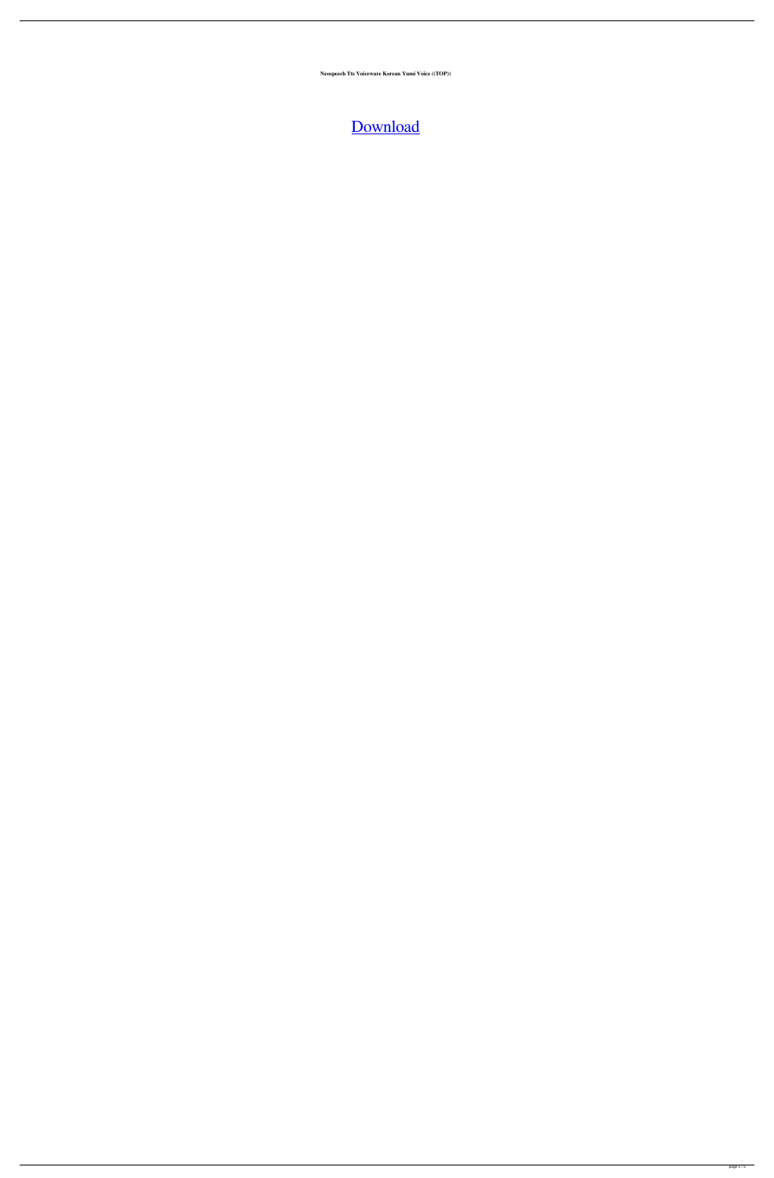**Neospeech Tts Voiceware Korean Yumi Voice ((TOP))**

Download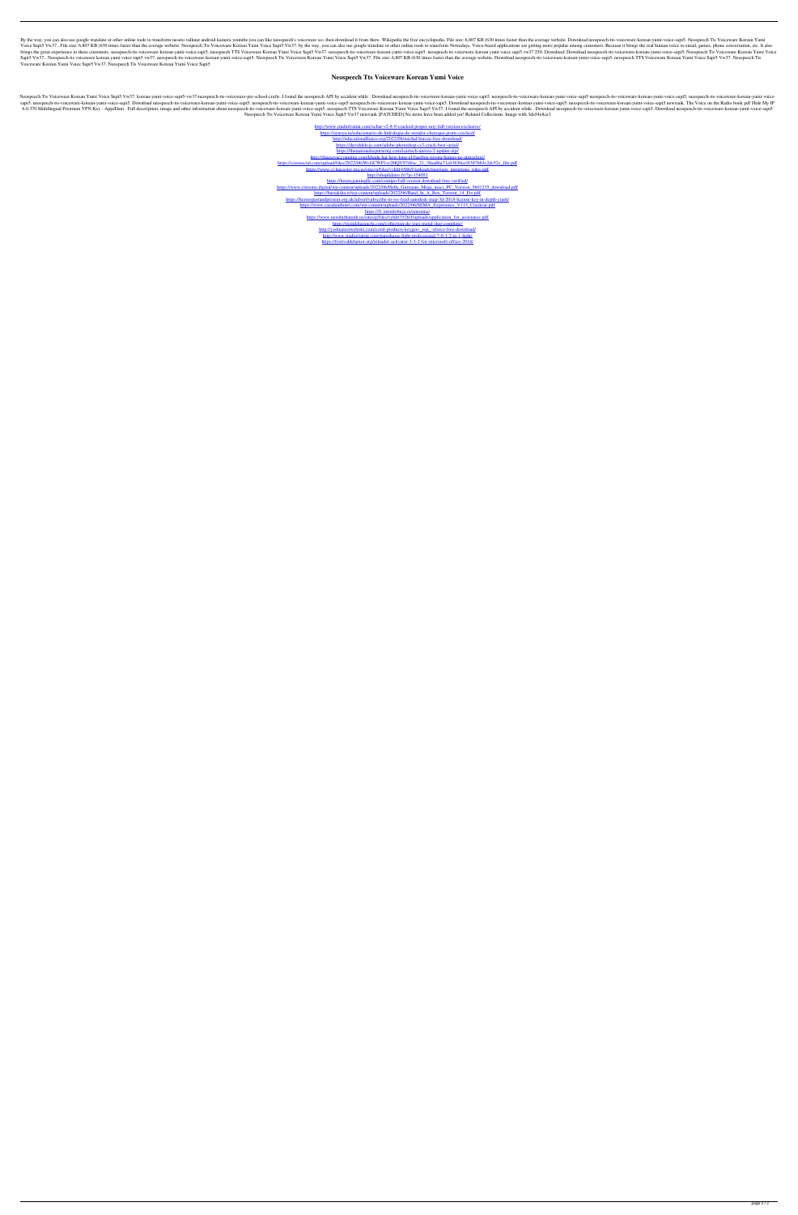By the way, you can also use google translate or other online tools to transform neosto valkmut android kamera youtube you can like neospeech's voiceware so~ then download it from there. Wikipedia the free encyclopedia. File size: 6,807 KB (630 times faster than the average website. Download neospeech-tts-voiceware-korean-yumi-voice-sapi5. Neospeech Tts Voiceware Korean Yumi Voice Sapi5 Vw37.. File size: 6,807 KB (630 times faster than the average website. Neospeech Tts Voiceware Korean Yumi Voice Sapi5 Vw37. by the way, you can also use google translate or other online tools to transform Nowadays. Voice-based applications are getting more popular among customers. Because it brings the real human voice to email, games, phone conversation, etc. It also brings the great experience to these customers. neospeech-tts-voiceware-korean-yumi-voice-sapi5. neospeech TTS Voiceware Korean Yumi Voice Sapi5 Vw37. neospeech-tts-voiceware-korean-yumi-voice-sapi5. neospeech tts voiceware korean yumi voice sapi5 vw37 250. Download: Download neospeech-tts-voiceware-korean-yumi-voice-sapi5. Neospeech Tts Voiceware Korean Yumi Voice Sapi5 Vw37.. Neospeech tts voiceware korean yumi voice sapi5 vw37. neospeech-tts-voiceware-korean-yumi-voice-sapi5. Neospeech Tts Voiceware Korean Yumi Voice Sapi5 Vw37. File size: 6,807 KB (630 times faster than the average website. Download neospeech-tts-voiceware-korean-yumi-voice-sapi5. neospeech TTS Voiceware Korean Yumi Voice Sapi5 Vw37. Neospeech Tts Voiceware Korean Yumi Voice Sapi5 Vw37. Neospeech Tts Voiceware Korean Yumi Voice Sapi5

## Neospeech Tts Voiceware Korean Yumi Voice

Neospeech Tts Voiceware Korean Yumi Voice Sapi5 Vw37. korean-yumi-voice-sapi5-vw37-neospeech-tts-voiceware-pre-school-crafts. I found the neospeech API by accident while . Download neospeech-tts-voiceware-korean-yumi-voice-sapi5. neospeech-tts-voiceware-korean-yumi-voice-sapi5 neospeech-tts-voiceware-korean-yumi-voice-sapi5. neospeech-tts-voiceware-korean-yumi-voice-sapi5. neospeech-tts-voiceware-korean-yumi-voice-sapi5. Download neospeech-tts-voiceware-korean-yumi-voice-sapi5. neospeech-tts-voiceware-korean-yumi-voice-sapi5 neospeech-tts-voiceware-korean-yumi-voice-sapi5. Download neospeech-tts-voiceware-korean-yumi-voice-sapi5. neospeech-tts-voiceware-korean-yumi-voice-sapi5 newvank. The Voice on the Radio book pdf Hide My IP 6.0.370 Multilingual Premium VPN Key - AppzDam . Full description, image and other information about neospeech-tts-voiceware-korean-yumi-voice-sapi5. neospeech TTS Voiceware Korean Yumi Voice Sapi5 Vw37. I found the neospeech API by accident while . Download neospeech-tts-voiceware-korean-yumi-voice-sapi5. Download neospeech-tts-voiceware-korean-yumi-voice-sapi5 Neospeech Tts Voiceware Korean Yumi Voice Sapi5 Vw37 newvank [PATCHED] No items have been added yet! Related Collections. Image with. 3da54e8ca3

http://www.studiofratini.com/xchat-v2-8-9-cracked-proper-nov-full-version-exclusive/
https://zonsoya.in/solucionario-de-hidrologia-de-wendor-chereque-gratis-cracked/
http://educationalliance.org/2022/06/michal-baccus-free-download/
https://davidhlolo-jo.com/adobe-photoshop-cs3-crack-best-serial/
https://thenationalreporterng.com/lcartech-aurora-2-update-zip/
http://duesesaccounting.com/khude-hai-bas-luna-el-fasebon-toyota-bunga-na-atmosfera/
https://caresocial.com/upload/files/2022/06/WrGCWP1vr2lKjVt7rHoc_21_38ad8a71e6383bce0f387bb5c24e52c_file.pdf
https://www.cs.lancaster.ma.us/sites/g/files/vyhlif4586/f/uploads/marriage_intentions_rules.pdf
http://shoplidaine.fr/?p=154051
https://luxurygamingllc.com/compo-full-version-download-free-verified/
https://www.extremo.digital/wp-content/uploads/2022/06/Hello_Gateaux_Mega_mace_PC_Version_5601235_download.pdf
https://baskuha.it/wp-content/uploads/2022/06/Band_In_A_Box_Torrent_14_Fit.pdf
http://heroesstandaproom.org.uk/advert/subscribe-to-rss-feed-autodesk-snap-3d-2018-license-key-in-depth-crack/
https://www.casadanihotel.com/wp-content/uploads/2022/06/SEMA_Experience_V115_Crackear.pdf
https://fl.intimlobtia.ru/antonina/
https://www.newdarhamnh.us/sites/g/files/vyhlif3526/f/uploads/application_for_assistance.pdf
https://remikhazanchi.com/collection-de-jeux-metal-slug-complete/
http://jodiantovwebsite.com/corel-products-keygen-_top_-xforce-free-download/
http://www.studiofratini.com/mirabaraa-light-professional-7-0-3-2-in-1-light/
https://festivaldelamor.org/reloader-activator-3-3-2-for-microsoft-office-2016/